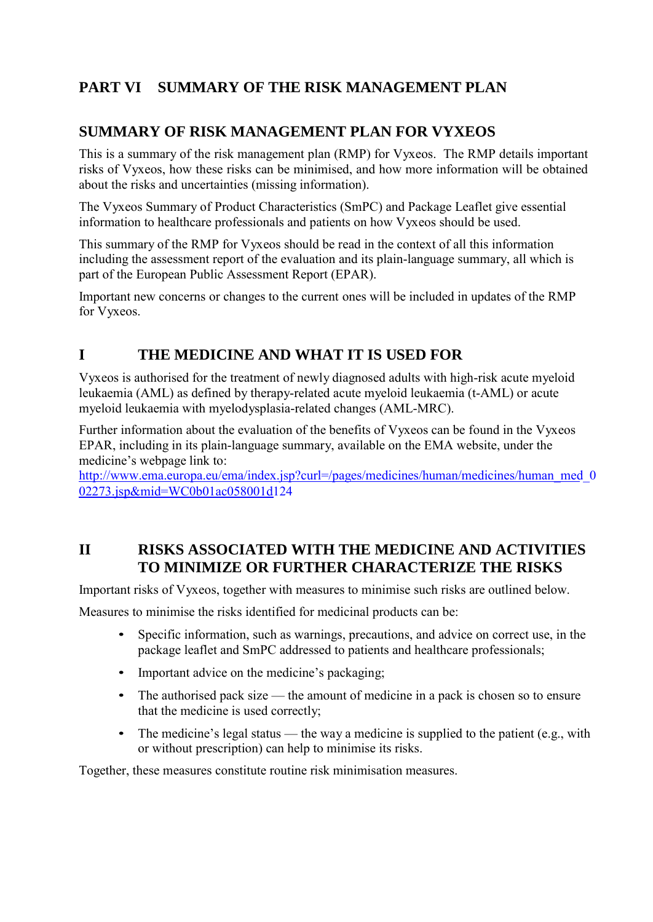# PART VI SUMMARY OF THE RISK MANAGEMENT PLAN

## SUMMARY OF RISK MANAGEMENT PLAN FOR VYXEOS

This is a summary of the risk management plan (RMP) for Vyxeos. The RMP details important risks of Vyxeos, how these risks can be minimised, and how more information will be obtained about the risks and uncertainties (missing information).

The Vyxeos Summary of Product Characteristics (SmPC) and Package Leaflet give essential information to healthcare professionals and patients on how Vyxeos should be used.

This summary of the RMP for Vyxeos should be read in the context of all this information including the assessment report of the evaluation and its plain-language summary, all which is part of the European Public Assessment Report (EPAR).

Important new concerns or changes to the current ones will be included in updates of the RMP for Vyxeos.

## I THE MEDICINE AND WHAT IT IS USED FOR

Vyxeos is authorised for the treatment of newly diagnosed adults with high-risk acute myeloid leukaemia (AML) as defined by therapy-related acute myeloid leukaemia (t-AML) or acute myeloid leukaemia with myelodysplasia-related changes (AML-MRC).

Further information about the evaluation of the benefits of Vyxeos can be found in the Vyxeos EPAR, including in its plain-language summary, available on the EMA website, under the medicine's webpage link to:
http://www.ema.europa.eu/ema/index.jsp?curl=/pages/medicines/human/medicines/human_med_002273.jsp&mid=WC0b01ac058001d124

## II RISKS ASSOCIATED WITH THE MEDICINE AND ACTIVITIES TO MINIMIZE OR FURTHER CHARACTERIZE THE RISKS

Important risks of Vyxeos, together with measures to minimise such risks are outlined below.

Measures to minimise the risks identified for medicinal products can be:

- Specific information, such as warnings, precautions, and advice on correct use, in the package leaflet and SmPC addressed to patients and healthcare professionals;
- Important advice on the medicine's packaging;
- The authorised pack size — the amount of medicine in a pack is chosen so to ensure that the medicine is used correctly;
- The medicine's legal status — the way a medicine is supplied to the patient (e.g., with or without prescription) can help to minimise its risks.

Together, these measures constitute routine risk minimisation measures.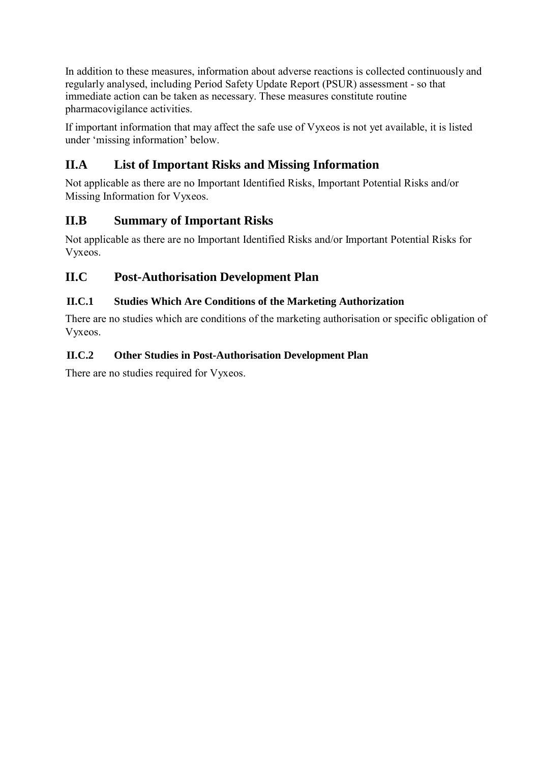In addition to these measures, information about adverse reactions is collected continuously and regularly analysed, including Period Safety Update Report (PSUR) assessment - so that immediate action can be taken as necessary. These measures constitute routine pharmacovigilance activities.

If important information that may affect the safe use of Vyxeos is not yet available, it is listed under 'missing information' below.

## II.A List of Important Risks and Missing Information

Not applicable as there are no Important Identified Risks, Important Potential Risks and/or Missing Information for Vyxeos.

## II.B Summary of Important Risks

Not applicable as there are no Important Identified Risks and/or Important Potential Risks for Vyxeos.

## II.C Post-Authorisation Development Plan

### II.C.1 Studies Which Are Conditions of the Marketing Authorization

There are no studies which are conditions of the marketing authorisation or specific obligation of Vyxeos.

### II.C.2 Other Studies in Post-Authorisation Development Plan

There are no studies required for Vyxeos.